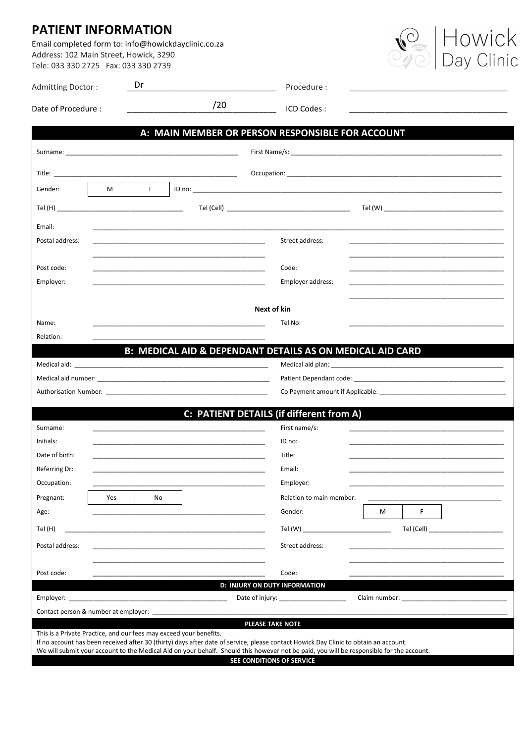# PATIENT INFORMATION

Email completed form to: info@howickdayclinic.co.za
Address: 102 Main Street, Howick, 3290
Tele: 033 330 2725 Fax: 033 330 2739

Howick Day Clinic

Admitting Doctor : Dr ______________________ Procedure : ______________________

Date of Procedure : ______________/20______________ ICD Codes : ______________________

## A: MAIN MEMBER OR PERSON RESPONSIBLE FOR ACCOUNT

Surname: ______________________ First Name/s: ______________________

Title: ______________________ Occupation: ______________________

Gender: | M | F | ID no: ______________________

Tel (H) ______________ Tel (Cell) ______________ Tel (W) ______________

Email: ______________________

Postal address: ______________________ Street address: ______________________

Post code: ______________________ Code: ______________________

Employer: ______________________ Employer address: ______________________

**Next of kin**

Name: ______________________ Tel No: ______________________

Relation: ______________________

## B: MEDICAL AID & DEPENDANT DETAILS AS ON MEDICAL AID CARD

Medical aid: ______________________ Medical aid plan: ______________________

Medical aid number: ______________________ Patient Dependant code: ______________________

Authorisation Number: ______________________ Co Payment amount if Applicable: ______________________

## C: PATIENT DETAILS (if different from A)

Surname: ______________________ First name/s: ______________________

Initials: ______________________ ID no: ______________________

Date of birth: ______________________ Title: ______________________

Referring Dr: ______________________ Email: ______________________

Occupation: ______________________ Employer: ______________________

Pregnant: | Yes | No | Relation to main member: ______________________

Age: ______________________ Gender: | M | F |

Tel (H) ______________________ Tel (W) ______________ Tel (Cell) ______________

Postal address: ______________________ Street address: ______________________

Post code: ______________________ Code: ______________________

### D: INJURY ON DUTY INFORMATION

Employer: ______________________ Date of injury: ______________ Claim number: ______________

Contact person & number at employer: ______________________

### PLEASE TAKE NOTE

This is a Private Practice, and our fees may exceed your benefits.
If no account has been received after 30 (thirty) days after date of service, please contact Howick Day Clinic to obtain an account.
We will submit your account to the Medical Aid on your behalf. Should this however not be paid, you will be responsible for the account.

**SEE CONDITIONS OF SERVICE**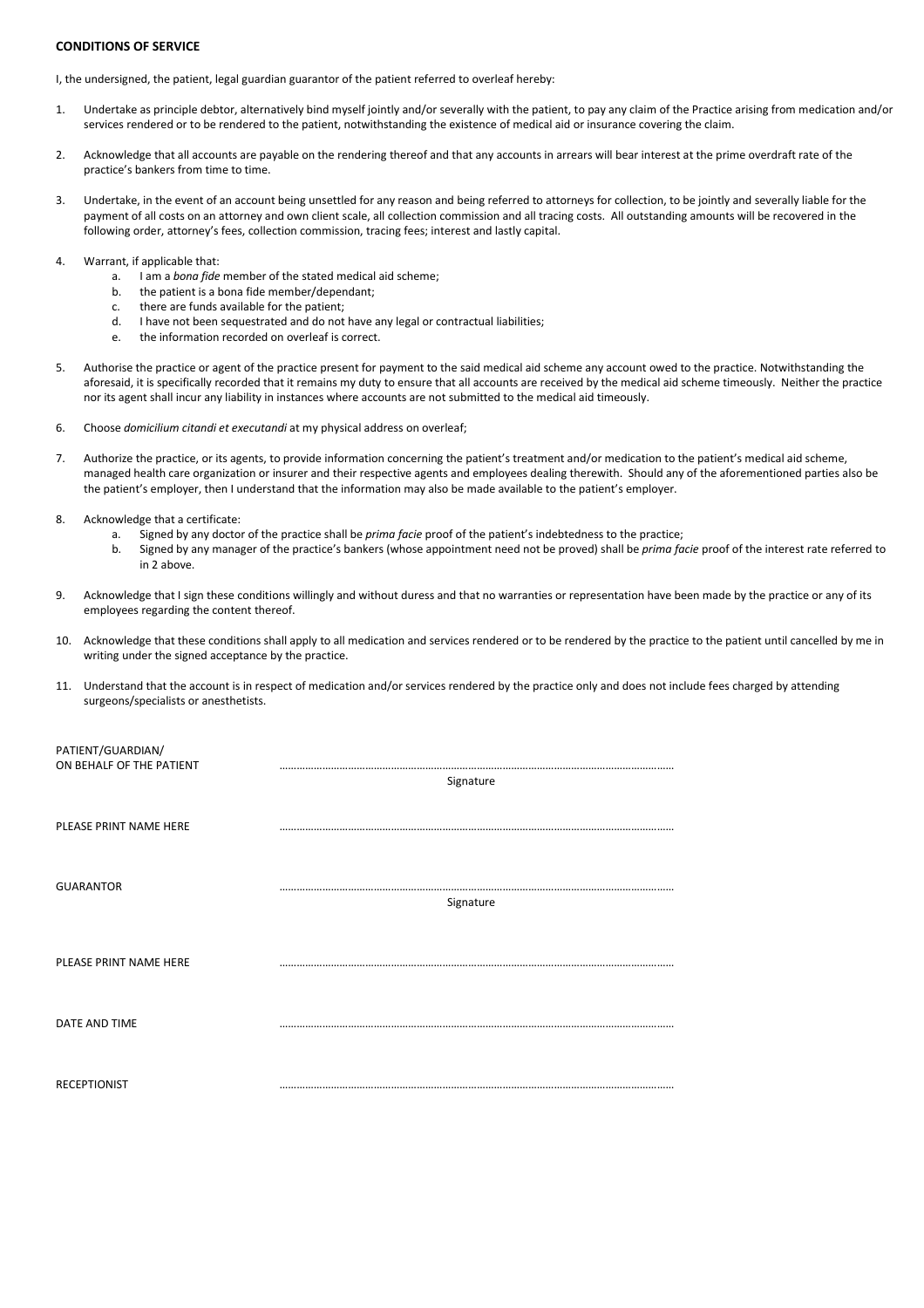**CONDITIONS OF SERVICE**

I, the undersigned, the patient, legal guardian guarantor of the patient referred to overleaf hereby:

1. Undertake as principle debtor, alternatively bind myself jointly and/or severally with the patient, to pay any claim of the Practice arising from medication and/or services rendered or to be rendered to the patient, notwithstanding the existence of medical aid or insurance covering the claim.

2. Acknowledge that all accounts are payable on the rendering thereof and that any accounts in arrears will bear interest at the prime overdraft rate of the practice's bankers from time to time.

3. Undertake, in the event of an account being unsettled for any reason and being referred to attorneys for collection, to be jointly and severally liable for the payment of all costs on an attorney and own client scale, all collection commission and all tracing costs. All outstanding amounts will be recovered in the following order, attorney's fees, collection commission, tracing fees; interest and lastly capital.

4. Warrant, if applicable that:
   a. I am a *bona fide* member of the stated medical aid scheme;
   b. the patient is a bona fide member/dependant;
   c. there are funds available for the patient;
   d. I have not been sequestrated and do not have any legal or contractual liabilities;
   e. the information recorded on overleaf is correct.

5. Authorise the practice or agent of the practice present for payment to the said medical aid scheme any account owed to the practice. Notwithstanding the aforesaid, it is specifically recorded that it remains my duty to ensure that all accounts are received by the medical aid scheme timeously. Neither the practice nor its agent shall incur any liability in instances where accounts are not submitted to the medical aid timeously.

6. Choose *domicilium citandi et executandi* at my physical address on overleaf;

7. Authorize the practice, or its agents, to provide information concerning the patient's treatment and/or medication to the patient's medical aid scheme, managed health care organization or insurer and their respective agents and employees dealing therewith. Should any of the aforementioned parties also be the patient's employer, then I understand that the information may also be made available to the patient's employer.

8. Acknowledge that a certificate:
   a. Signed by any doctor of the practice shall be *prima facie* proof of the patient's indebtedness to the practice;
   b. Signed by any manager of the practice's bankers (whose appointment need not be proved) shall be *prima facie* proof of the interest rate referred to in 2 above.

9. Acknowledge that I sign these conditions willingly and without duress and that no warranties or representation have been made by the practice or any of its employees regarding the content thereof.

10. Acknowledge that these conditions shall apply to all medication and services rendered or to be rendered by the practice to the patient until cancelled by me in writing under the signed acceptance by the practice.

11. Understand that the account is in respect of medication and/or services rendered by the practice only and does not include fees charged by attending surgeons/specialists or anesthetists.

PATIENT/GUARDIAN/
ON BEHALF OF THE PATIENT ...............................................................................................................................

Signature

PLEASE PRINT NAME HERE ...............................................................................................................................

GUARANTOR ...............................................................................................................................

Signature

PLEASE PRINT NAME HERE ...............................................................................................................................

DATE AND TIME ...............................................................................................................................

RECEPTIONIST ...............................................................................................................................